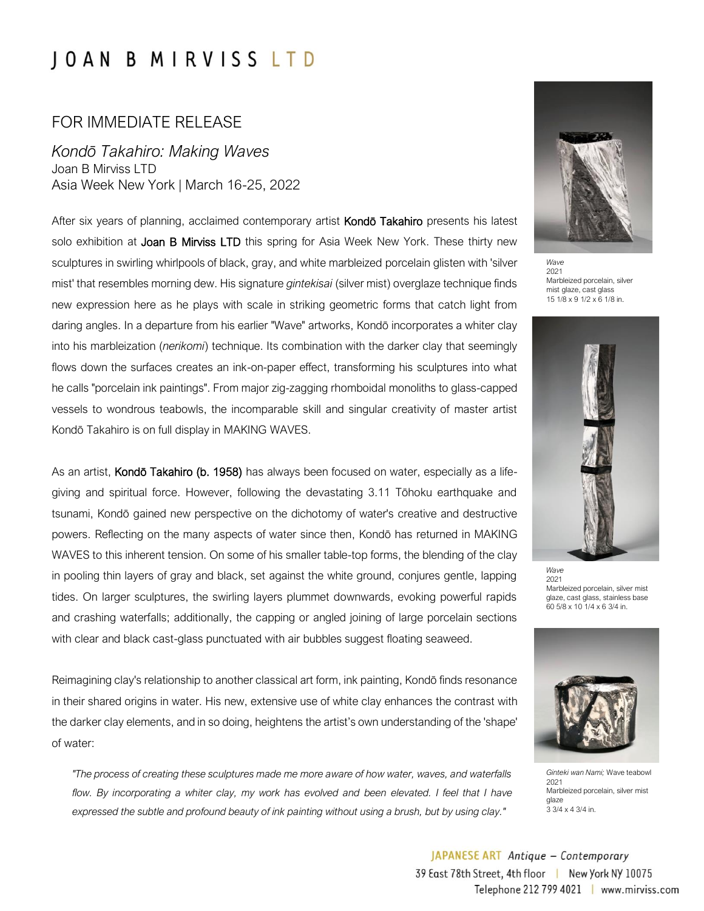# JOAN B MIRVISS LTD

## FOR IMMEDIATE RELEASE

*Kondō Takahiro: Making Waves*
Joan B Mirviss LTD
Asia Week New York | March 16-25, 2022

After six years of planning, acclaimed contemporary artist **Kondō Takahiro** presents his latest solo exhibition at **Joan B Mirviss LTD** this spring for Asia Week New York. These thirty new sculptures in swirling whirlpools of black, gray, and white marbleized porcelain glisten with 'silver mist' that resembles morning dew. His signature *gintekisai* (silver mist) overglaze technique finds new expression here as he plays with scale in striking geometric forms that catch light from daring angles. In a departure from his earlier "Wave" artworks, Kondō incorporates a whiter clay into his marbleization (*nerikomi*) technique. Its combination with the darker clay that seemingly flows down the surfaces creates an ink-on-paper effect, transforming his sculptures into what he calls "porcelain ink paintings". From major zig-zagging rhomboidal monoliths to glass-capped vessels to wondrous teabowls, the incomparable skill and singular creativity of master artist Kondō Takahiro is on full display in MAKING WAVES.

As an artist, **Kondō Takahiro (b. 1958)** has always been focused on water, especially as a life-giving and spiritual force. However, following the devastating 3.11 Tōhoku earthquake and tsunami, Kondō gained new perspective on the dichotomy of water's creative and destructive powers. Reflecting on the many aspects of water since then, Kondō has returned in MAKING WAVES to this inherent tension. On some of his smaller table-top forms, the blending of the clay in pooling thin layers of gray and black, set against the white ground, conjures gentle, lapping tides. On larger sculptures, the swirling layers plummet downwards, evoking powerful rapids and crashing waterfalls; additionally, the capping or angled joining of large porcelain sections with clear and black cast-glass punctuated with air bubbles suggest floating seaweed.

Reimagining clay's relationship to another classical art form, ink painting, Kondō finds resonance in their shared origins in water. His new, extensive use of white clay enhances the contrast with the darker clay elements, and in so doing, heightens the artist's own understanding of the 'shape' of water:

> *"The process of creating these sculptures made me more aware of how water, waves, and waterfalls flow. By incorporating a whiter clay, my work has evolved and been elevated. I feel that I have expressed the subtle and profound beauty of ink painting without using a brush, but by using clay."*

*Wave*
2021
Marbleized porcelain, silver mist glaze, cast glass
15 1/8 x 9 1/2 x 6 1/8 in.

*Wave*
2021
Marbleized porcelain, silver mist glaze, cast glass, stainless base
60 5/8 x 10 1/4 x 6 3/4 in.

*Ginteki wan Nami;* Wave teabowl
2021
Marbleized porcelain, silver mist glaze
3 3/4 x 4 3/4 in.

JAPANESE ART *Antique – Contemporary*
39 East 78th Street, 4th floor | New York NY 10075
Telephone 212 799 4021 | www.mirviss.com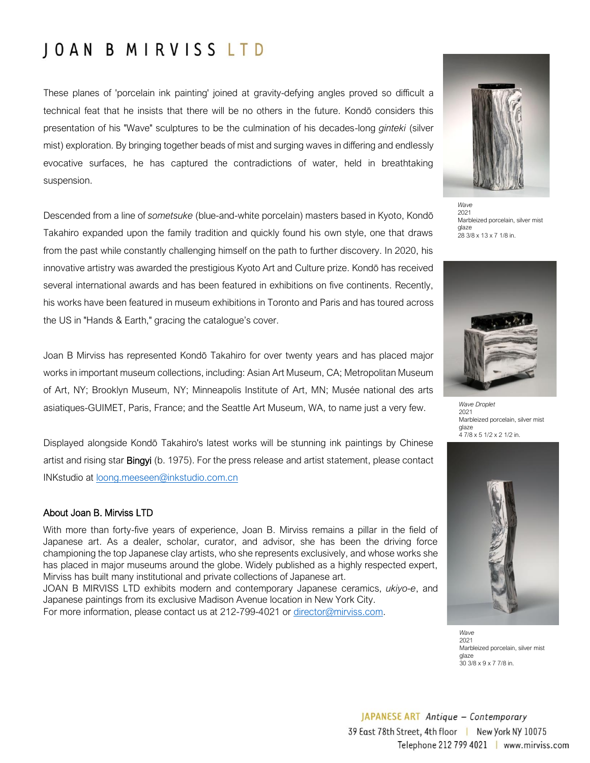# JOAN B MIRVISS LTD

These planes of 'porcelain ink painting' joined at gravity-defying angles proved so difficult a technical feat that he insists that there will be no others in the future. Kondō considers this presentation of his "Wave" sculptures to be the culmination of his decades-long *ginteki* (silver mist) exploration. By bringing together beads of mist and surging waves in differing and endlessly evocative surfaces, he has captured the contradictions of water, held in breathtaking suspension.

Descended from a line of *sometsuke* (blue-and-white porcelain) masters based in Kyoto, Kondō Takahiro expanded upon the family tradition and quickly found his own style, one that draws from the past while constantly challenging himself on the path to further discovery. In 2020, his innovative artistry was awarded the prestigious Kyoto Art and Culture prize. Kondō has received several international awards and has been featured in exhibitions on five continents. Recently, his works have been featured in museum exhibitions in Toronto and Paris and has toured across the US in "Hands & Earth," gracing the catalogue's cover.

Joan B Mirviss has represented Kondō Takahiro for over twenty years and has placed major works in important museum collections, including: Asian Art Museum, CA; Metropolitan Museum of Art, NY; Brooklyn Museum, NY; Minneapolis Institute of Art, MN; Musée national des arts asiatiques-GUIMET, Paris, France; and the Seattle Art Museum, WA, to name just a very few.

Displayed alongside Kondō Takahiro's latest works will be stunning ink paintings by Chinese artist and rising star Bingyi (b. 1975). For the press release and artist statement, please contact INKstudio at loong.meeseen@inkstudio.com.cn

*Wave*
2021
Marbleized porcelain, silver mist glaze
28 3/8 x 13 x 7 1/8 in.

*Wave Droplet*
2021
Marbleized porcelain, silver mist glaze
4 7/8 x 5 1/2 x 2 1/2 in.

*Wave*
2021
Marbleized porcelain, silver mist glaze
30 3/8 x 9 x 7 7/8 in.

## About Joan B. Mirviss LTD

With more than forty-five years of experience, Joan B. Mirviss remains a pillar in the field of Japanese art. As a dealer, scholar, curator, and advisor, she has been the driving force championing the top Japanese clay artists, who she represents exclusively, and whose works she has placed in major museums around the globe. Widely published as a highly respected expert, Mirviss has built many institutional and private collections of Japanese art.
JOAN B MIRVISS LTD exhibits modern and contemporary Japanese ceramics, *ukiyo-e*, and Japanese paintings from its exclusive Madison Avenue location in New York City.
For more information, please contact us at 212-799-4021 or director@mirviss.com.

JAPANESE ART *Antique – Contemporary*
39 East 78th Street, 4th floor | New York NY 10075
Telephone 212 799 4021 | www.mirviss.com